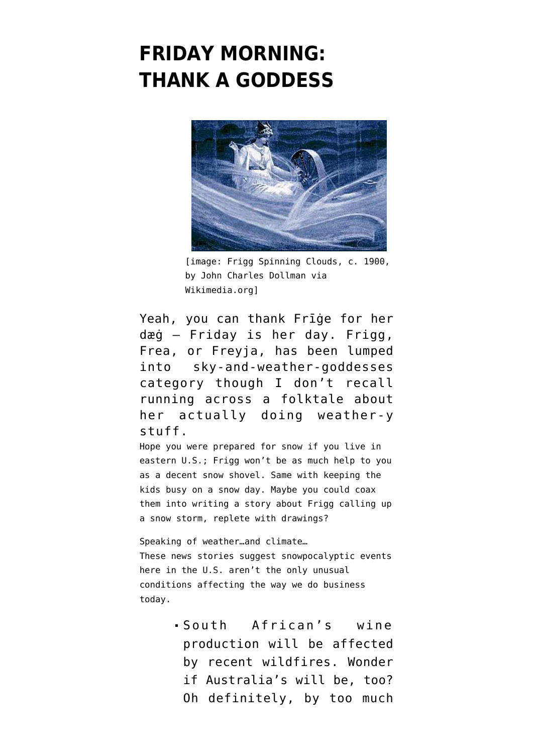# FRIDAY MORNING: THANK A GODDESS

[image: Frigg Spinning Clouds, c. 1900, by John Charles Dollman via Wikimedia.org]

Yeah, you can thank Frīġe for her dæġ — Friday is her day. Frigg, Frea, or Freyja, has been lumped into sky-and-weather-goddesses category though I don't recall running across a folktale about her actually doing weather-y stuff.

Hope you were prepared for snow if you live in eastern U.S.; Frigg won't be as much help to you as a decent snow shovel. Same with keeping the kids busy on a snow day. Maybe you could coax them into writing a story about Frigg calling up a snow storm, replete with drawings?

Speaking of weather…and climate…
These news stories suggest snowpocalyptic events here in the U.S. aren't the only unusual conditions affecting the way we do business today.

- South African's wine production will be affected by recent wildfires. Wonder if Australia's will be, too? Oh definitely, by too much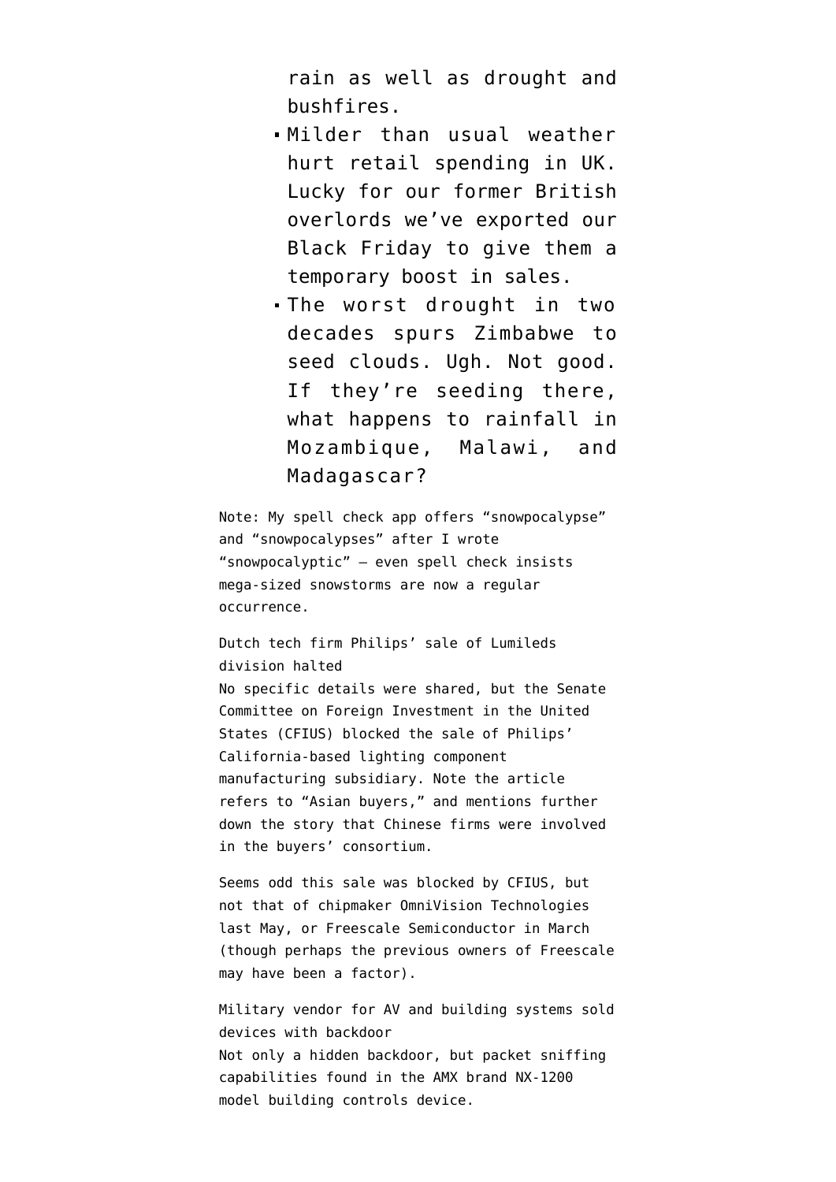rain as well as drought and bushfires.
- Milder than usual weather hurt retail spending in UK. Lucky for our former British overlords we've exported our Black Friday to give them a temporary boost in sales.
- The worst drought in two decades spurs Zimbabwe to seed clouds. Ugh. Not good. If they're seeding there, what happens to rainfall in Mozambique, Malawi, and Madagascar?

Note: My spell check app offers "snowpocalypse" and "snowpocalypses" after I wrote "snowpocalyptic" — even spell check insists mega-sized snowstorms are now a regular occurrence.

Dutch tech firm Philips' sale of Lumileds division halted
No specific details were shared, but the Senate Committee on Foreign Investment in the United States (CFIUS) blocked the sale of Philips' California-based lighting component manufacturing subsidiary. Note the article refers to "Asian buyers," and mentions further down the story that Chinese firms were involved in the buyers' consortium.

Seems odd this sale was blocked by CFIUS, but not that of chipmaker OmniVision Technologies last May, or Freescale Semiconductor in March (though perhaps the previous owners of Freescale may have been a factor).

Military vendor for AV and building systems sold devices with backdoor
Not only a hidden backdoor, but packet sniffing capabilities found in the AMX brand NX-1200 model building controls device.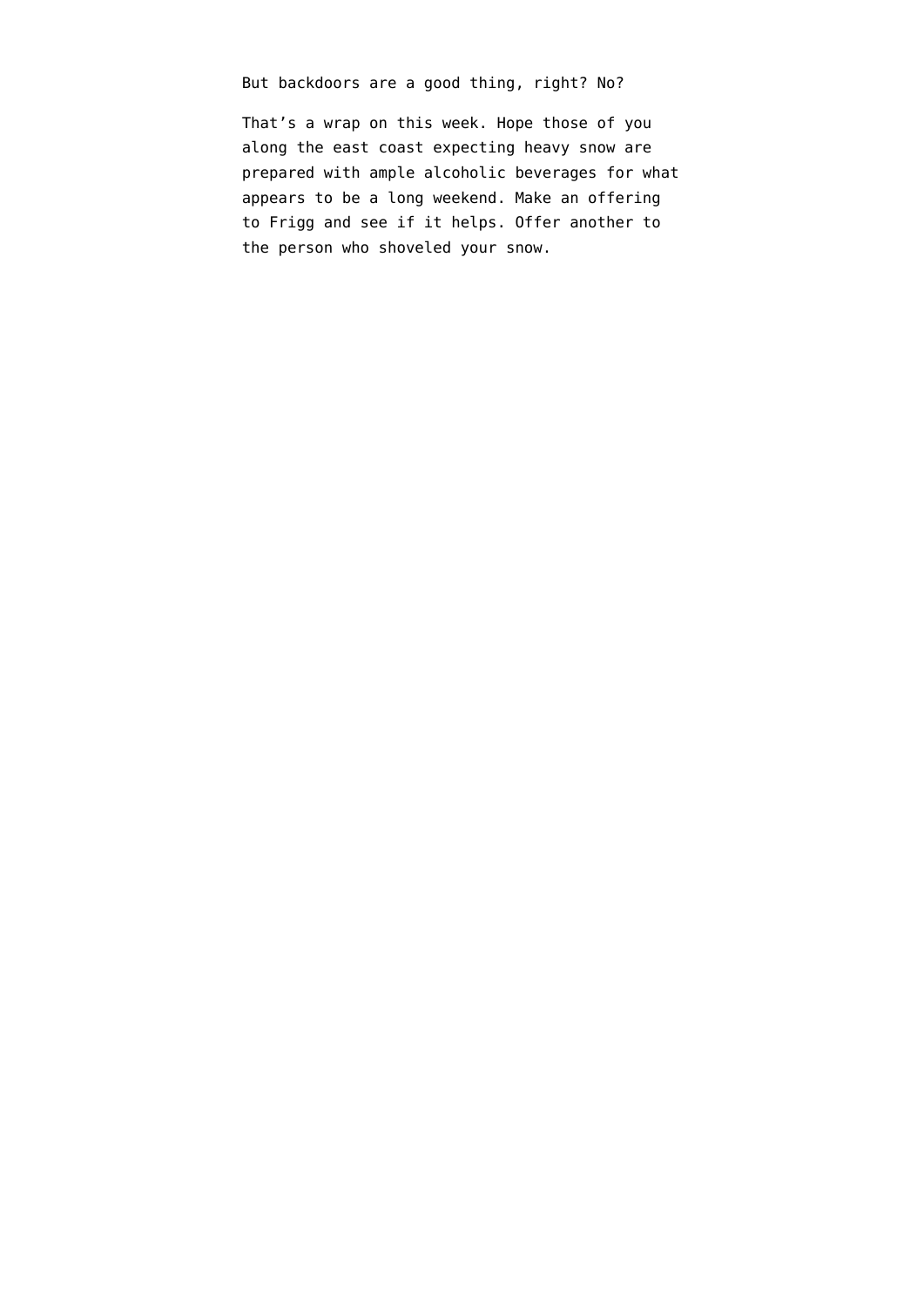But backdoors are a good thing, right? No?

That’s a wrap on this week. Hope those of you along the east coast expecting heavy snow are prepared with ample alcoholic beverages for what appears to be a long weekend. Make an offering to Frigg and see if it helps. Offer another to the person who shoveled your snow.